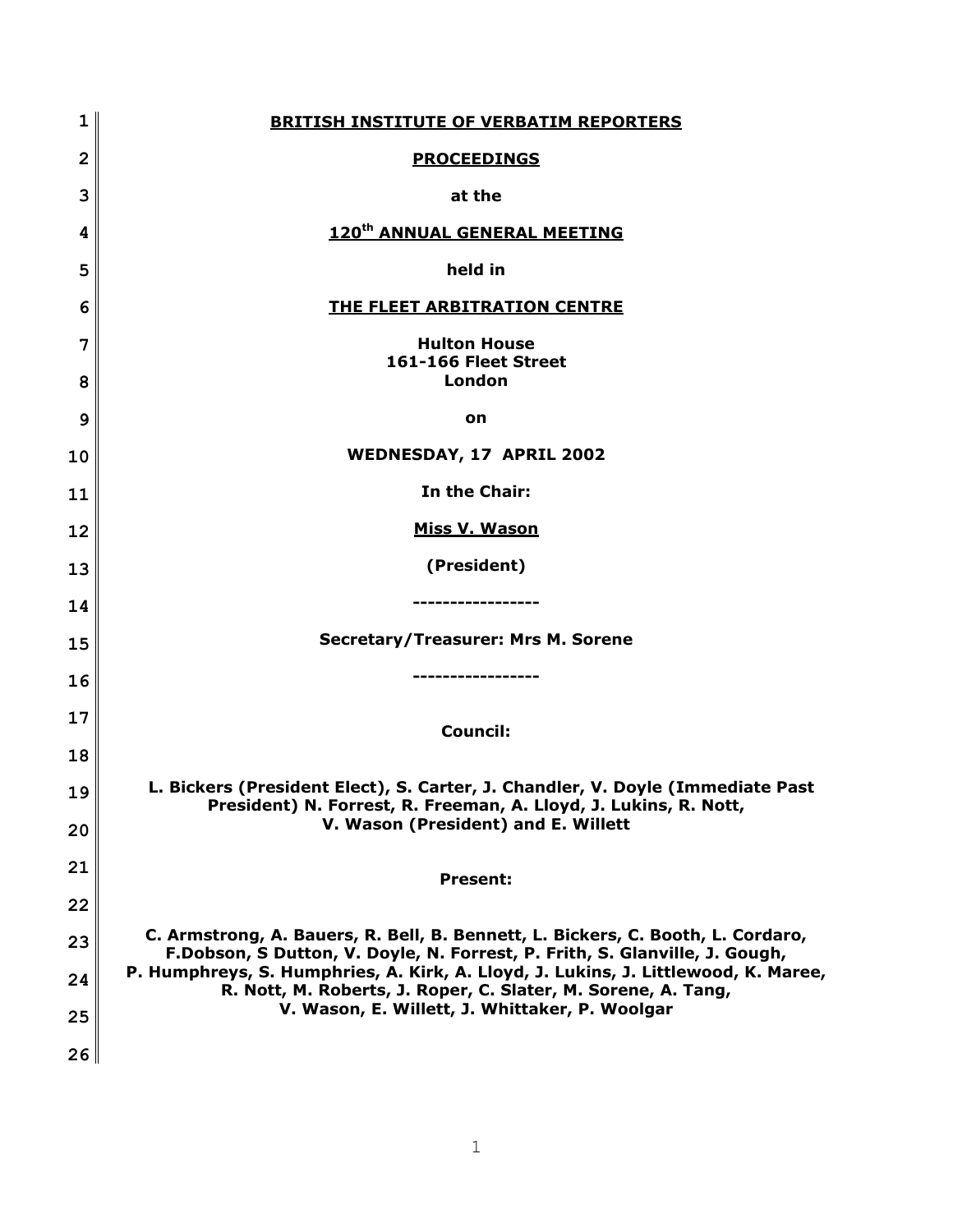**BRITISH INSTITUTE OF VERBATIM REPORTERS**

**PROCEEDINGS**

**at the**

**120th ANNUAL GENERAL MEETING**

**held in**

**THE FLEET ARBITRATION CENTRE**

**Hulton House**
**161-166 Fleet Street**
**London**

**on**

**WEDNESDAY, 17 APRIL 2002**

**In the Chair:**

**Miss V. Wason**

**(President)**

**-----------------**

**Secretary/Treasurer: Mrs M. Sorene**

**-----------------**

**Council:**

**L. Bickers (President Elect), S. Carter, J. Chandler, V. Doyle (Immediate Past President) N. Forrest, R. Freeman, A. Lloyd, J. Lukins, R. Nott, V. Wason (President) and E. Willett**

**Present:**

**C. Armstrong, A. Bauers, R. Bell, B. Bennett, L. Bickers, C. Booth, L. Cordaro, F.Dobson, S Dutton, V. Doyle, N. Forrest, P. Frith, S. Glanville, J. Gough, P. Humphreys, S. Humphries, A. Kirk, A. Lloyd, J. Lukins, J. Littlewood, K. Maree, R. Nott, M. Roberts, J. Roper, C. Slater, M. Sorene, A. Tang, V. Wason, E. Willett, J. Whittaker, P. Woolgar**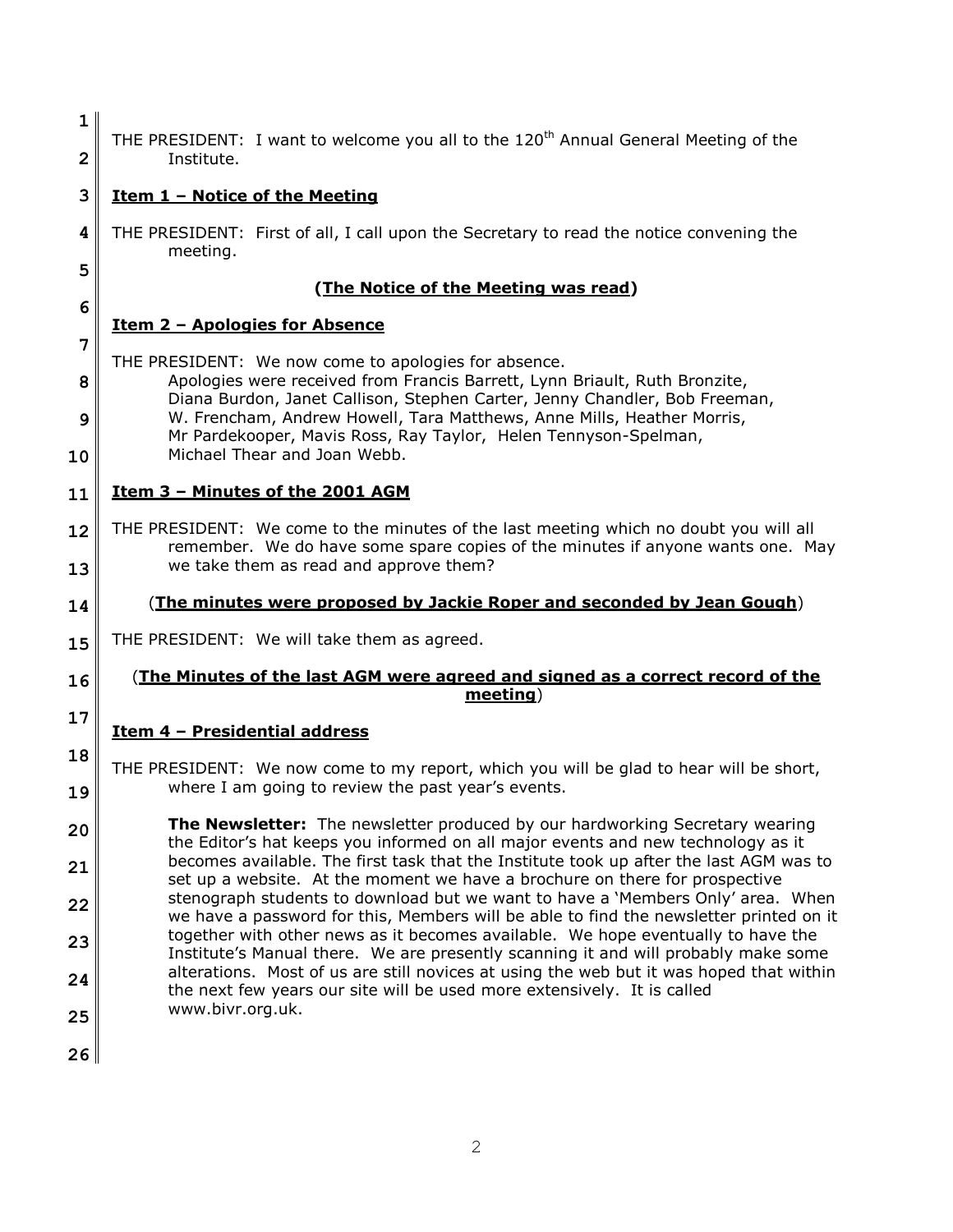THE PRESIDENT: I want to welcome you all to the 120th Annual General Meeting of the Institute.

**Item 1 – Notice of the Meeting**

THE PRESIDENT: First of all, I call upon the Secretary to read the notice convening the meeting.

**(The Notice of the Meeting was read)**

**Item 2 – Apologies for Absence**

THE PRESIDENT: We now come to apologies for absence.
Apologies were received from Francis Barrett, Lynn Briault, Ruth Bronzite, Diana Burdon, Janet Callison, Stephen Carter, Jenny Chandler, Bob Freeman, W. Frencham, Andrew Howell, Tara Matthews, Anne Mills, Heather Morris, Mr Pardekooper, Mavis Ross, Ray Taylor, Helen Tennyson-Spelman, Michael Thear and Joan Webb.

**Item 3 – Minutes of the 2001 AGM**

THE PRESIDENT: We come to the minutes of the last meeting which no doubt you will all remember. We do have some spare copies of the minutes if anyone wants one. May we take them as read and approve them?

(**The minutes were proposed by Jackie Roper and seconded by Jean Gough**)

THE PRESIDENT: We will take them as agreed.

(**The Minutes of the last AGM were agreed and signed as a correct record of the meeting**)

**Item 4 – Presidential address**

THE PRESIDENT: We now come to my report, which you will be glad to hear will be short, where I am going to review the past year's events.

**The Newsletter:** The newsletter produced by our hardworking Secretary wearing the Editor's hat keeps you informed on all major events and new technology as it becomes available. The first task that the Institute took up after the last AGM was to set up a website. At the moment we have a brochure on there for prospective stenograph students to download but we want to have a 'Members Only' area. When we have a password for this, Members will be able to find the newsletter printed on it together with other news as it becomes available. We hope eventually to have the Institute's Manual there. We are presently scanning it and will probably make some alterations. Most of us are still novices at using the web but it was hoped that within the next few years our site will be used more extensively. It is called www.bivr.org.uk.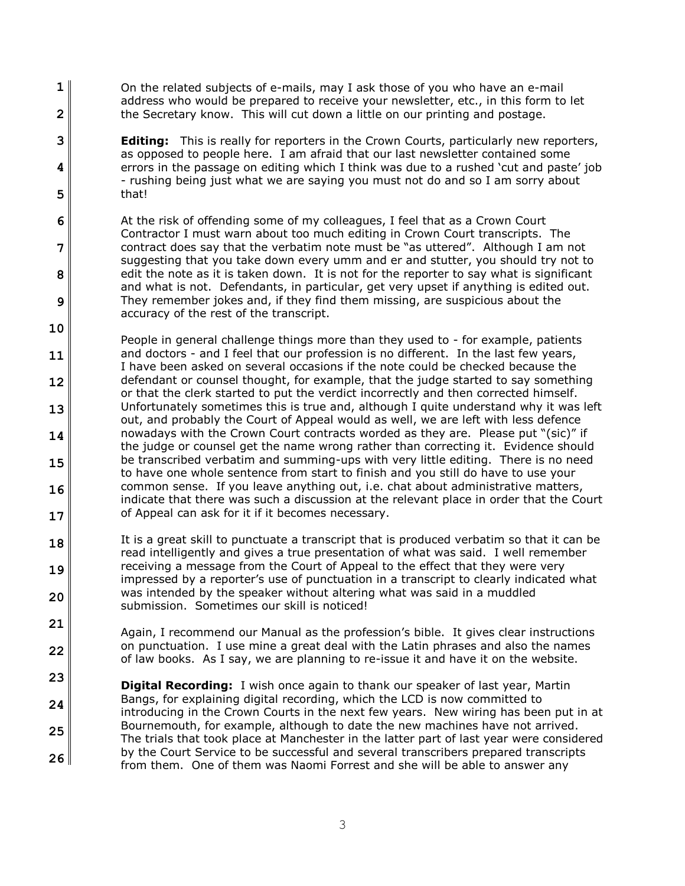On the related subjects of e-mails, may I ask those of you who have an e-mail address who would be prepared to receive your newsletter, etc., in this form to let the Secretary know. This will cut down a little on our printing and postage.

**Editing:** This is really for reporters in the Crown Courts, particularly new reporters, as opposed to people here. I am afraid that our last newsletter contained some errors in the passage on editing which I think was due to a rushed 'cut and paste' job - rushing being just what we are saying you must not do and so I am sorry about that!

At the risk of offending some of my colleagues, I feel that as a Crown Court Contractor I must warn about too much editing in Crown Court transcripts. The contract does say that the verbatim note must be "as uttered". Although I am not suggesting that you take down every umm and er and stutter, you should try not to edit the note as it is taken down. It is not for the reporter to say what is significant and what is not. Defendants, in particular, get very upset if anything is edited out. They remember jokes and, if they find them missing, are suspicious about the accuracy of the rest of the transcript.

People in general challenge things more than they used to - for example, patients and doctors - and I feel that our profession is no different. In the last few years, I have been asked on several occasions if the note could be checked because the defendant or counsel thought, for example, that the judge started to say something or that the clerk started to put the verdict incorrectly and then corrected himself. Unfortunately sometimes this is true and, although I quite understand why it was left out, and probably the Court of Appeal would as well, we are left with less defence nowadays with the Crown Court contracts worded as they are. Please put "(sic)" if the judge or counsel get the name wrong rather than correcting it. Evidence should be transcribed verbatim and summing-ups with very little editing. There is no need to have one whole sentence from start to finish and you still do have to use your common sense. If you leave anything out, i.e. chat about administrative matters, indicate that there was such a discussion at the relevant place in order that the Court of Appeal can ask for it if it becomes necessary.

It is a great skill to punctuate a transcript that is produced verbatim so that it can be read intelligently and gives a true presentation of what was said. I well remember receiving a message from the Court of Appeal to the effect that they were very impressed by a reporter's use of punctuation in a transcript to clearly indicated what was intended by the speaker without altering what was said in a muddled submission. Sometimes our skill is noticed!

Again, I recommend our Manual as the profession's bible. It gives clear instructions on punctuation. I use mine a great deal with the Latin phrases and also the names of law books. As I say, we are planning to re-issue it and have it on the website.

**Digital Recording:** I wish once again to thank our speaker of last year, Martin Bangs, for explaining digital recording, which the LCD is now committed to introducing in the Crown Courts in the next few years. New wiring has been put in at Bournemouth, for example, although to date the new machines have not arrived. The trials that took place at Manchester in the latter part of last year were considered by the Court Service to be successful and several transcribers prepared transcripts from them. One of them was Naomi Forrest and she will be able to answer any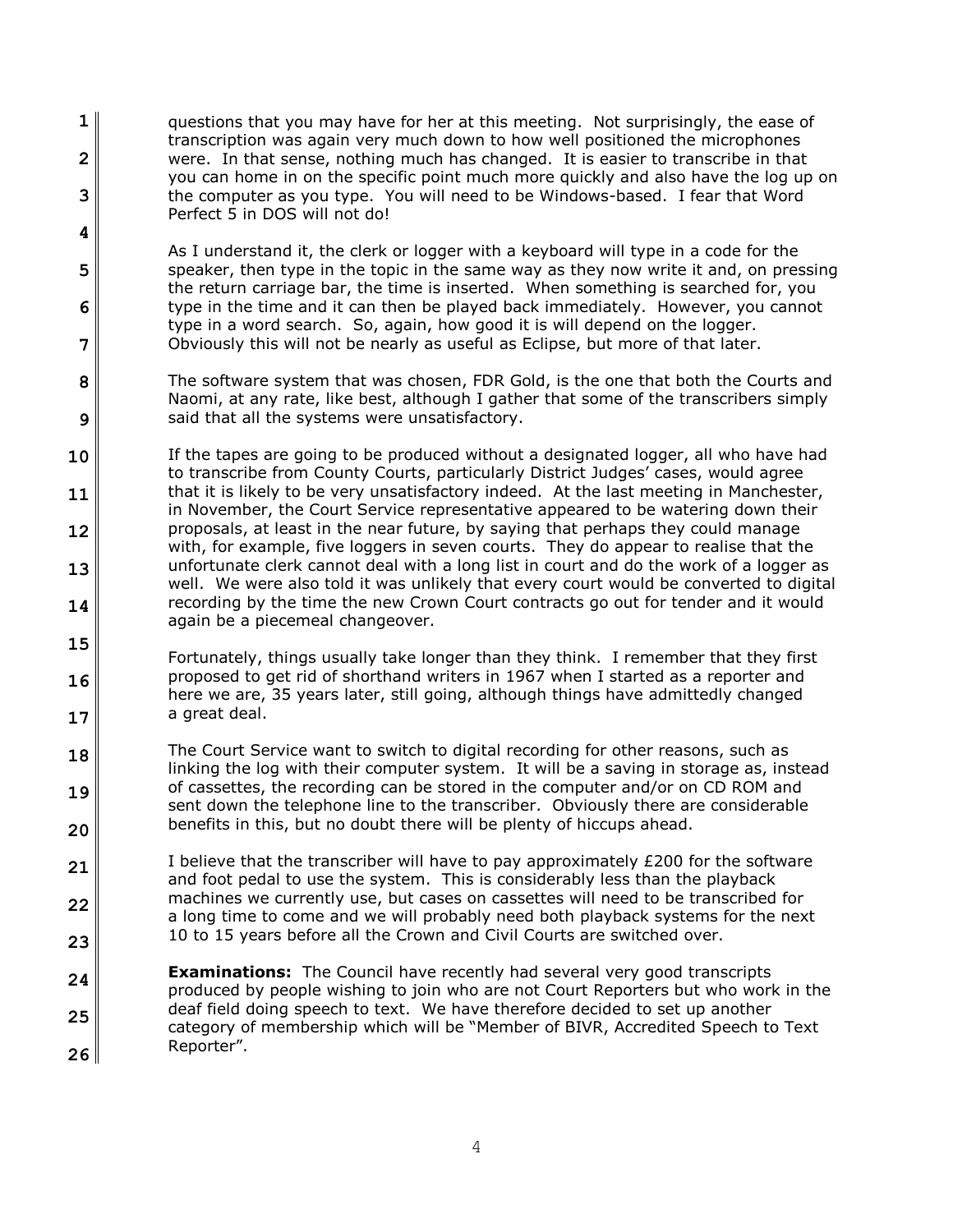questions that you may have for her at this meeting. Not surprisingly, the ease of transcription was again very much down to how well positioned the microphones were. In that sense, nothing much has changed. It is easier to transcribe in that you can home in on the specific point much more quickly and also have the log up on the computer as you type. You will need to be Windows-based. I fear that Word Perfect 5 in DOS will not do!

As I understand it, the clerk or logger with a keyboard will type in a code for the speaker, then type in the topic in the same way as they now write it and, on pressing the return carriage bar, the time is inserted. When something is searched for, you type in the time and it can then be played back immediately. However, you cannot type in a word search. So, again, how good it is will depend on the logger. Obviously this will not be nearly as useful as Eclipse, but more of that later.

The software system that was chosen, FDR Gold, is the one that both the Courts and Naomi, at any rate, like best, although I gather that some of the transcribers simply said that all the systems were unsatisfactory.

If the tapes are going to be produced without a designated logger, all who have had to transcribe from County Courts, particularly District Judges' cases, would agree that it is likely to be very unsatisfactory indeed. At the last meeting in Manchester, in November, the Court Service representative appeared to be watering down their proposals, at least in the near future, by saying that perhaps they could manage with, for example, five loggers in seven courts. They do appear to realise that the unfortunate clerk cannot deal with a long list in court and do the work of a logger as well. We were also told it was unlikely that every court would be converted to digital recording by the time the new Crown Court contracts go out for tender and it would again be a piecemeal changeover.

Fortunately, things usually take longer than they think. I remember that they first proposed to get rid of shorthand writers in 1967 when I started as a reporter and here we are, 35 years later, still going, although things have admittedly changed a great deal.

The Court Service want to switch to digital recording for other reasons, such as linking the log with their computer system. It will be a saving in storage as, instead of cassettes, the recording can be stored in the computer and/or on CD ROM and sent down the telephone line to the transcriber. Obviously there are considerable benefits in this, but no doubt there will be plenty of hiccups ahead.

I believe that the transcriber will have to pay approximately £200 for the software and foot pedal to use the system. This is considerably less than the playback machines we currently use, but cases on cassettes will need to be transcribed for a long time to come and we will probably need both playback systems for the next 10 to 15 years before all the Crown and Civil Courts are switched over.

**Examinations:** The Council have recently had several very good transcripts produced by people wishing to join who are not Court Reporters but who work in the deaf field doing speech to text. We have therefore decided to set up another category of membership which will be "Member of BIVR, Accredited Speech to Text Reporter".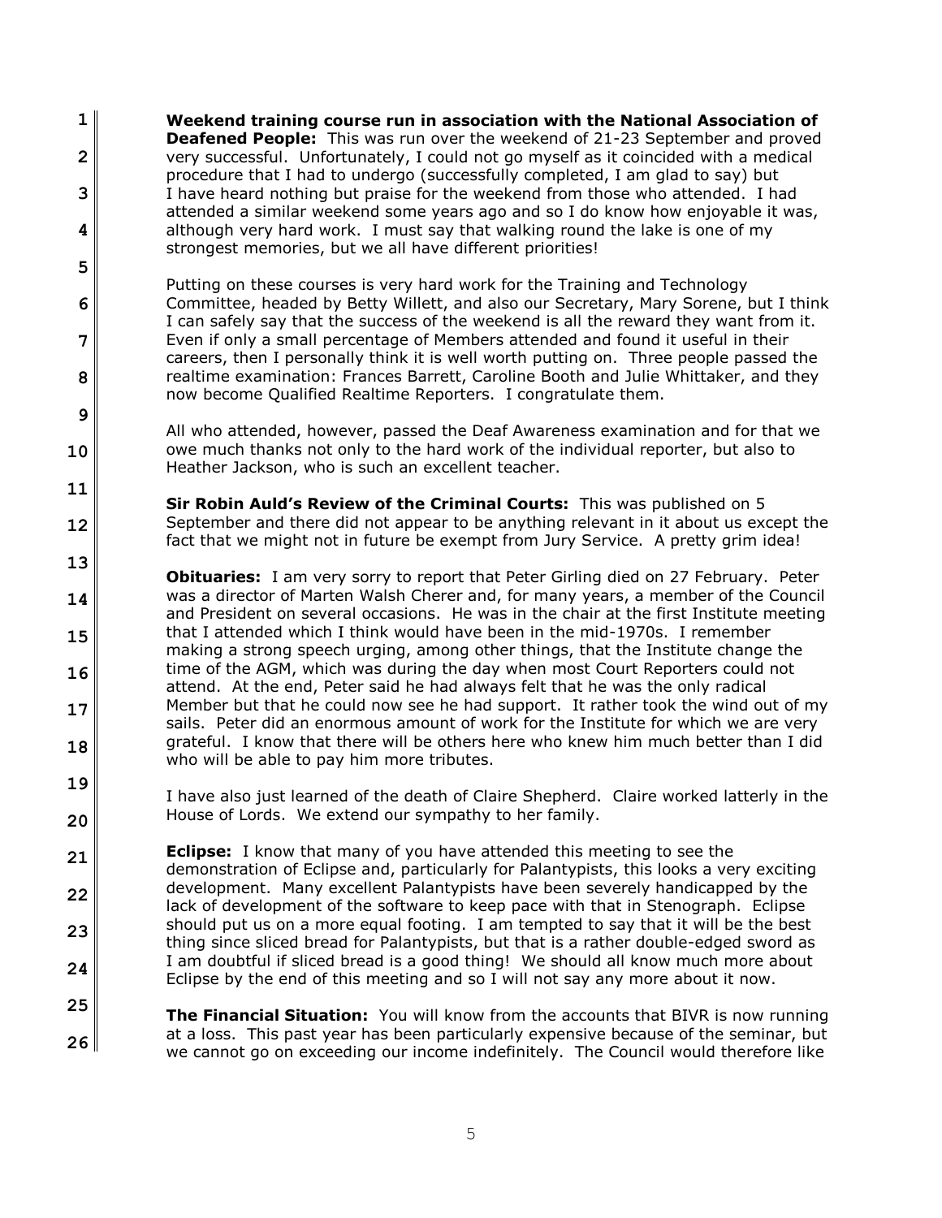**Weekend training course run in association with the National Association of Deafened People:** This was run over the weekend of 21-23 September and proved very successful. Unfortunately, I could not go myself as it coincided with a medical procedure that I had to undergo (successfully completed, I am glad to say) but I have heard nothing but praise for the weekend from those who attended. I had attended a similar weekend some years ago and so I do know how enjoyable it was, although very hard work. I must say that walking round the lake is one of my strongest memories, but we all have different priorities!

Putting on these courses is very hard work for the Training and Technology Committee, headed by Betty Willett, and also our Secretary, Mary Sorene, but I think I can safely say that the success of the weekend is all the reward they want from it. Even if only a small percentage of Members attended and found it useful in their careers, then I personally think it is well worth putting on. Three people passed the realtime examination: Frances Barrett, Caroline Booth and Julie Whittaker, and they now become Qualified Realtime Reporters. I congratulate them.

All who attended, however, passed the Deaf Awareness examination and for that we owe much thanks not only to the hard work of the individual reporter, but also to Heather Jackson, who is such an excellent teacher.

**Sir Robin Auld's Review of the Criminal Courts:** This was published on 5 September and there did not appear to be anything relevant in it about us except the fact that we might not in future be exempt from Jury Service. A pretty grim idea!

**Obituaries:** I am very sorry to report that Peter Girling died on 27 February. Peter was a director of Marten Walsh Cherer and, for many years, a member of the Council and President on several occasions. He was in the chair at the first Institute meeting that I attended which I think would have been in the mid-1970s. I remember making a strong speech urging, among other things, that the Institute change the time of the AGM, which was during the day when most Court Reporters could not attend. At the end, Peter said he had always felt that he was the only radical Member but that he could now see he had support. It rather took the wind out of my sails. Peter did an enormous amount of work for the Institute for which we are very grateful. I know that there will be others here who knew him much better than I did who will be able to pay him more tributes.

I have also just learned of the death of Claire Shepherd. Claire worked latterly in the House of Lords. We extend our sympathy to her family.

**Eclipse:** I know that many of you have attended this meeting to see the demonstration of Eclipse and, particularly for Palantypists, this looks a very exciting development. Many excellent Palantypists have been severely handicapped by the lack of development of the software to keep pace with that in Stenograph. Eclipse should put us on a more equal footing. I am tempted to say that it will be the best thing since sliced bread for Palantypists, but that is a rather double-edged sword as I am doubtful if sliced bread is a good thing! We should all know much more about Eclipse by the end of this meeting and so I will not say any more about it now.

**The Financial Situation:** You will know from the accounts that BIVR is now running at a loss. This past year has been particularly expensive because of the seminar, but we cannot go on exceeding our income indefinitely. The Council would therefore like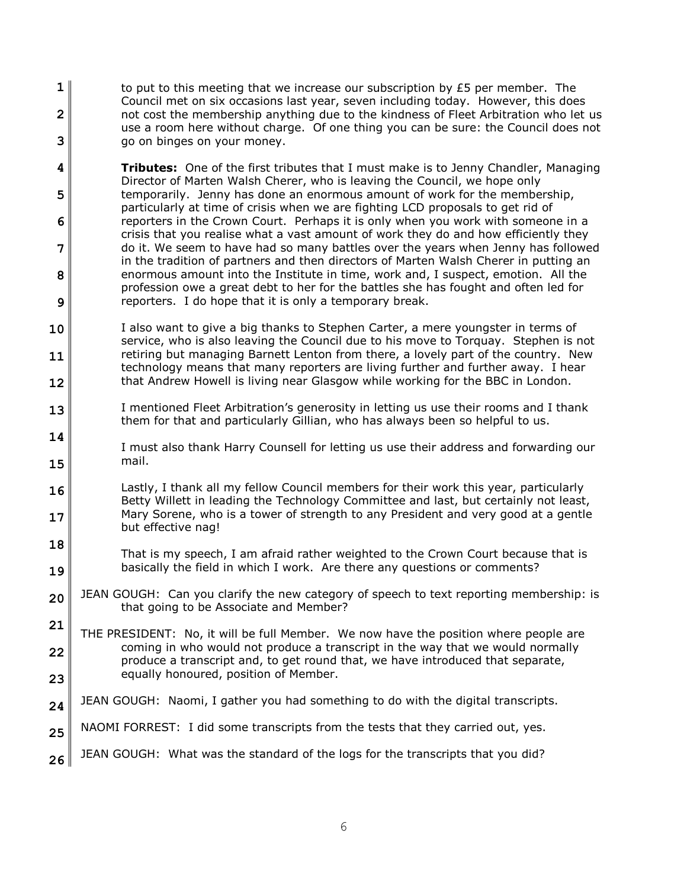to put to this meeting that we increase our subscription by £5 per member. The Council met on six occasions last year, seven including today. However, this does not cost the membership anything due to the kindness of Fleet Arbitration who let us use a room here without charge. Of one thing you can be sure: the Council does not go on binges on your money.

**Tributes:** One of the first tributes that I must make is to Jenny Chandler, Managing Director of Marten Walsh Cherer, who is leaving the Council, we hope only temporarily. Jenny has done an enormous amount of work for the membership, particularly at time of crisis when we are fighting LCD proposals to get rid of reporters in the Crown Court. Perhaps it is only when you work with someone in a crisis that you realise what a vast amount of work they do and how efficiently they do it. We seem to have had so many battles over the years when Jenny has followed in the tradition of partners and then directors of Marten Walsh Cherer in putting an enormous amount into the Institute in time, work and, I suspect, emotion. All the profession owe a great debt to her for the battles she has fought and often led for reporters. I do hope that it is only a temporary break.

I also want to give a big thanks to Stephen Carter, a mere youngster in terms of service, who is also leaving the Council due to his move to Torquay. Stephen is not retiring but managing Barnett Lenton from there, a lovely part of the country. New technology means that many reporters are living further and further away. I hear that Andrew Howell is living near Glasgow while working for the BBC in London.

I mentioned Fleet Arbitration's generosity in letting us use their rooms and I thank them for that and particularly Gillian, who has always been so helpful to us.

I must also thank Harry Counsell for letting us use their address and forwarding our mail.

Lastly, I thank all my fellow Council members for their work this year, particularly Betty Willett in leading the Technology Committee and last, but certainly not least, Mary Sorene, who is a tower of strength to any President and very good at a gentle but effective nag!

That is my speech, I am afraid rather weighted to the Crown Court because that is basically the field in which I work. Are there any questions or comments?

JEAN GOUGH: Can you clarify the new category of speech to text reporting membership: is that going to be Associate and Member?

THE PRESIDENT: No, it will be full Member. We now have the position where people are coming in who would not produce a transcript in the way that we would normally produce a transcript and, to get round that, we have introduced that separate, equally honoured, position of Member.

JEAN GOUGH: Naomi, I gather you had something to do with the digital transcripts.

NAOMI FORREST: I did some transcripts from the tests that they carried out, yes.

JEAN GOUGH: What was the standard of the logs for the transcripts that you did?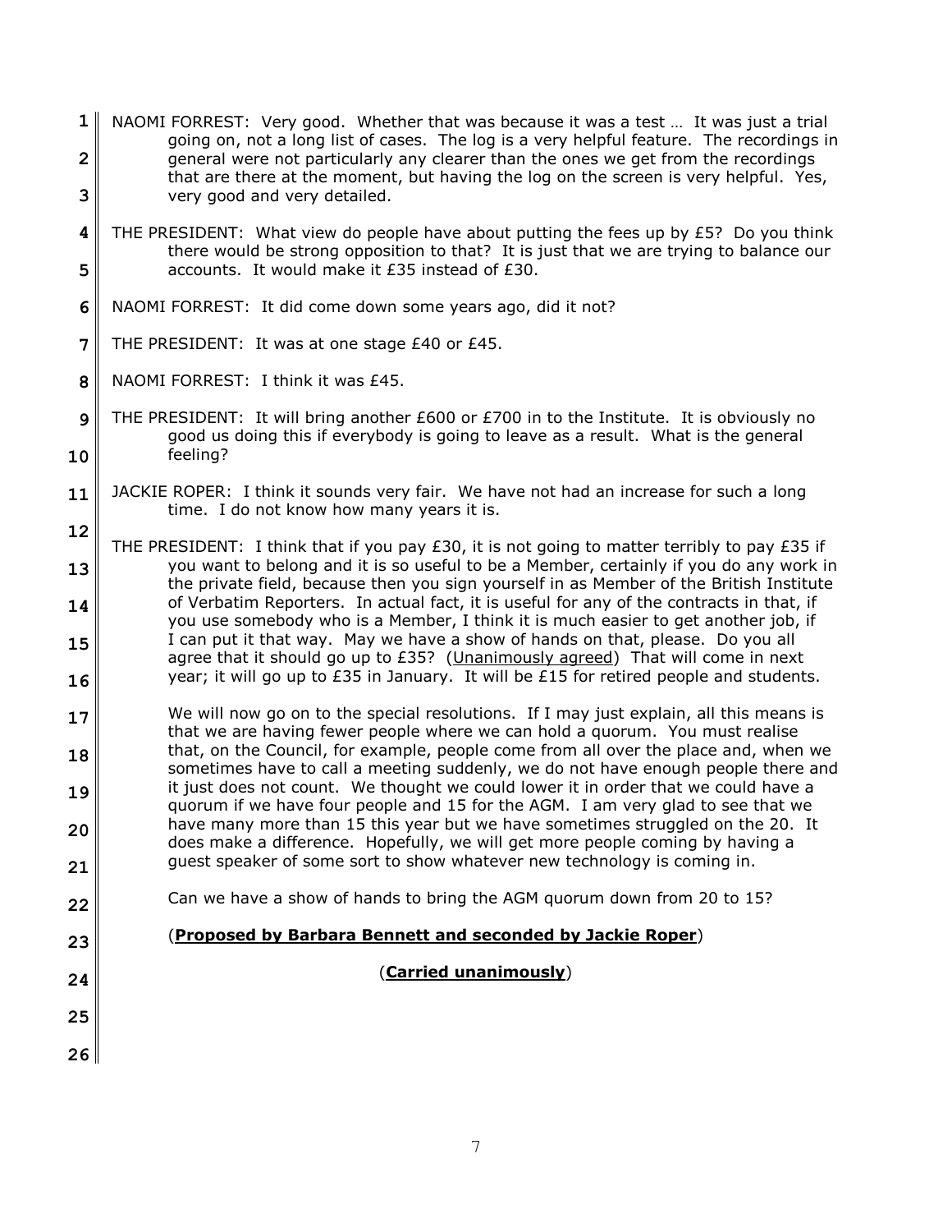NAOMI FORREST: Very good. Whether that was because it was a test … It was just a trial going on, not a long list of cases. The log is a very helpful feature. The recordings in general were not particularly any clearer than the ones we get from the recordings that are there at the moment, but having the log on the screen is very helpful. Yes, very good and very detailed.

THE PRESIDENT: What view do people have about putting the fees up by £5? Do you think there would be strong opposition to that? It is just that we are trying to balance our accounts. It would make it £35 instead of £30.

NAOMI FORREST: It did come down some years ago, did it not?

THE PRESIDENT: It was at one stage £40 or £45.

NAOMI FORREST: I think it was £45.

THE PRESIDENT: It will bring another £600 or £700 in to the Institute. It is obviously no good us doing this if everybody is going to leave as a result. What is the general feeling?

JACKIE ROPER: I think it sounds very fair. We have not had an increase for such a long time. I do not know how many years it is.

THE PRESIDENT: I think that if you pay £30, it is not going to matter terribly to pay £35 if you want to belong and it is so useful to be a Member, certainly if you do any work in the private field, because then you sign yourself in as Member of the British Institute of Verbatim Reporters. In actual fact, it is useful for any of the contracts in that, if you use somebody who is a Member, I think it is much easier to get another job, if I can put it that way. May we have a show of hands on that, please. Do you all agree that it should go up to £35? (Unanimously agreed) That will come in next year; it will go up to £35 in January. It will be £15 for retired people and students.

We will now go on to the special resolutions. If I may just explain, all this means is that we are having fewer people where we can hold a quorum. You must realise that, on the Council, for example, people come from all over the place and, when we sometimes have to call a meeting suddenly, we do not have enough people there and it just does not count. We thought we could lower it in order that we could have a quorum if we have four people and 15 for the AGM. I am very glad to see that we have many more than 15 this year but we have sometimes struggled on the 20. It does make a difference. Hopefully, we will get more people coming by having a guest speaker of some sort to show whatever new technology is coming in.

Can we have a show of hands to bring the AGM quorum down from 20 to 15?

(**Proposed by Barbara Bennett and seconded by Jackie Roper**)

(**Carried unanimously**)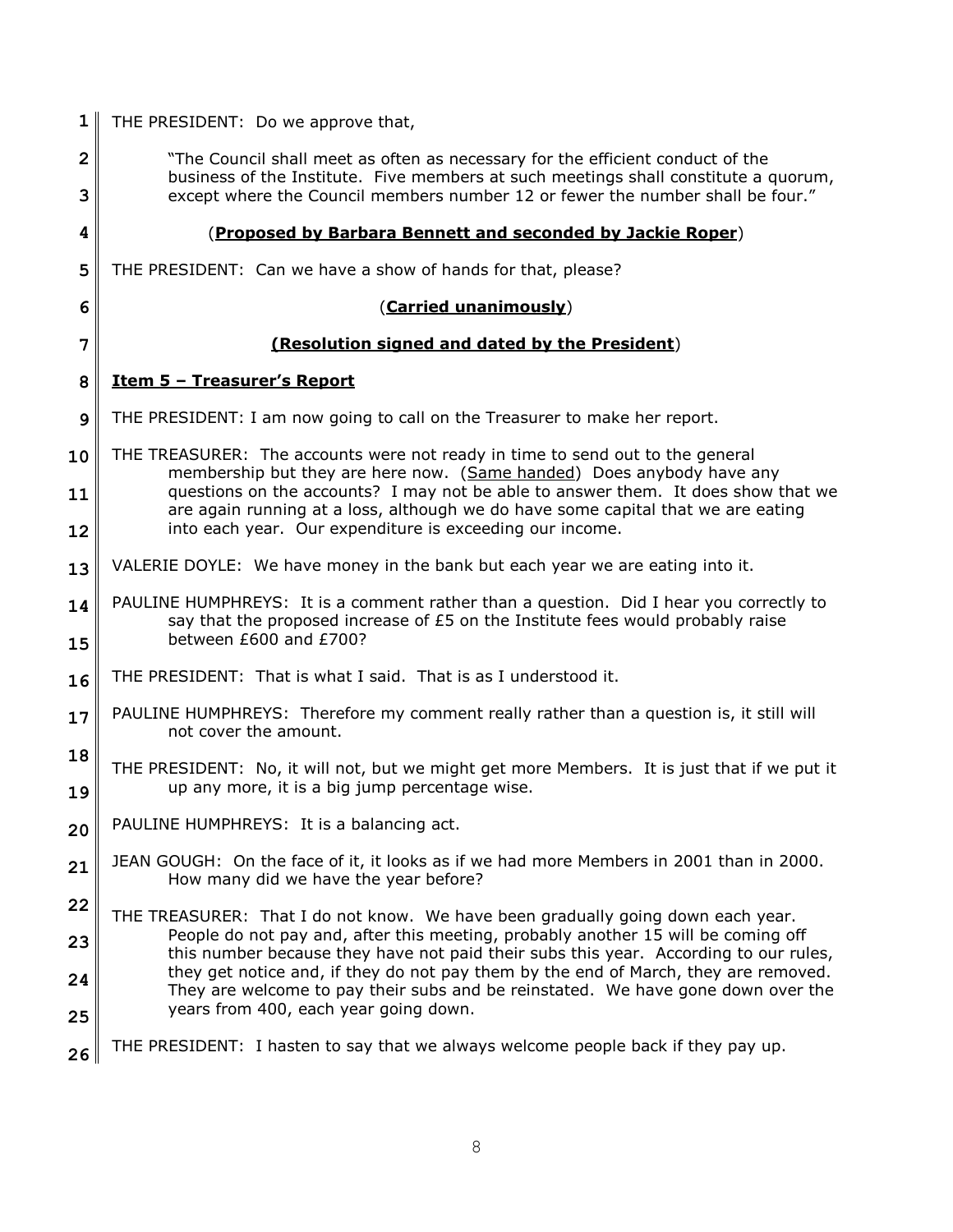THE PRESIDENT: Do we approve that,

> "The Council shall meet as often as necessary for the efficient conduct of the business of the Institute. Five members at such meetings shall constitute a quorum, except where the Council members number 12 or fewer the number shall be four."

(**<u>Proposed by Barbara Bennett and seconded by Jackie Roper</u>**)

THE PRESIDENT: Can we have a show of hands for that, please?

(**<u>Carried unanimously</u>**)

**<u>(Resolution signed and dated by the President</u>**)

## <u>Item 5 – Treasurer's Report</u>

THE PRESIDENT: I am now going to call on the Treasurer to make her report.

THE TREASURER: The accounts were not ready in time to send out to the general membership but they are here now. (<u>Same handed</u>) Does anybody have any questions on the accounts? I may not be able to answer them. It does show that we are again running at a loss, although we do have some capital that we are eating into each year. Our expenditure is exceeding our income.

VALERIE DOYLE: We have money in the bank but each year we are eating into it.

PAULINE HUMPHREYS: It is a comment rather than a question. Did I hear you correctly to say that the proposed increase of £5 on the Institute fees would probably raise between £600 and £700?

THE PRESIDENT: That is what I said. That is as I understood it.

PAULINE HUMPHREYS: Therefore my comment really rather than a question is, it still will not cover the amount.

THE PRESIDENT: No, it will not, but we might get more Members. It is just that if we put it up any more, it is a big jump percentage wise.

PAULINE HUMPHREYS: It is a balancing act.

JEAN GOUGH: On the face of it, it looks as if we had more Members in 2001 than in 2000. How many did we have the year before?

THE TREASURER: That I do not know. We have been gradually going down each year. People do not pay and, after this meeting, probably another 15 will be coming off this number because they have not paid their subs this year. According to our rules, they get notice and, if they do not pay them by the end of March, they are removed. They are welcome to pay their subs and be reinstated. We have gone down over the years from 400, each year going down.

THE PRESIDENT: I hasten to say that we always welcome people back if they pay up.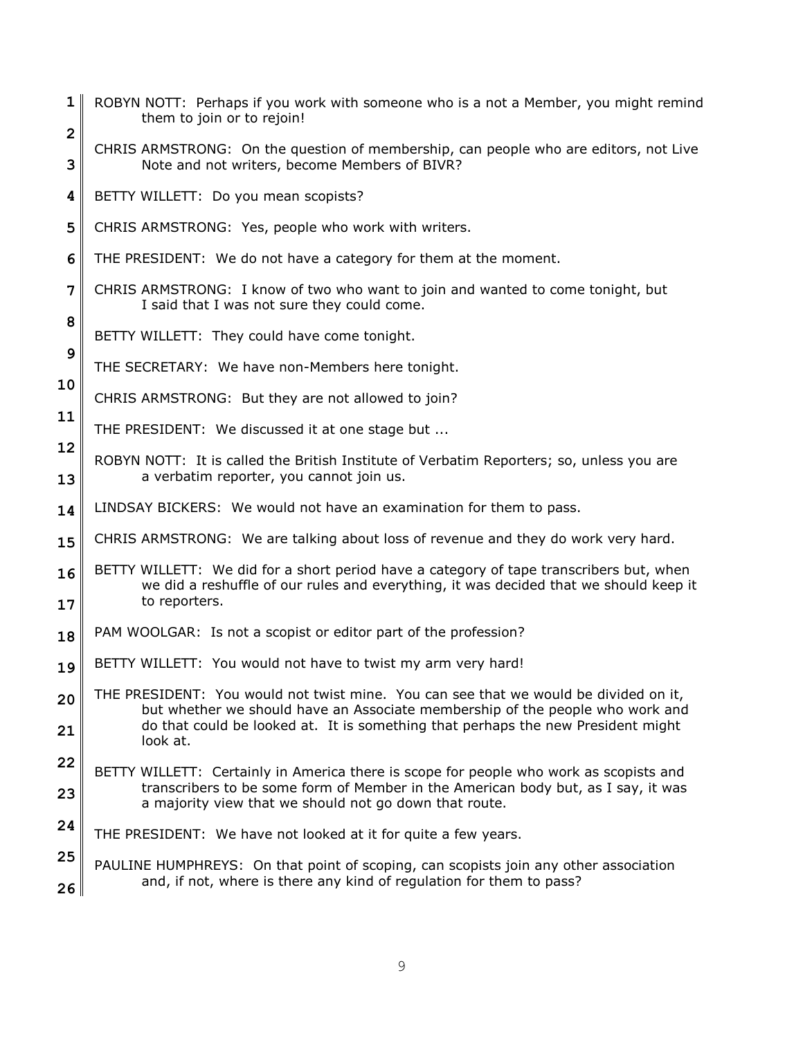ROBYN NOTT: Perhaps if you work with someone who is a not a Member, you might remind them to join or to rejoin!

CHRIS ARMSTRONG: On the question of membership, can people who are editors, not Live Note and not writers, become Members of BIVR?

BETTY WILLETT: Do you mean scopists?

CHRIS ARMSTRONG: Yes, people who work with writers.

THE PRESIDENT: We do not have a category for them at the moment.

CHRIS ARMSTRONG: I know of two who want to join and wanted to come tonight, but I said that I was not sure they could come.

BETTY WILLETT: They could have come tonight.

THE SECRETARY: We have non-Members here tonight.

CHRIS ARMSTRONG: But they are not allowed to join?

THE PRESIDENT: We discussed it at one stage but ...

ROBYN NOTT: It is called the British Institute of Verbatim Reporters; so, unless you are a verbatim reporter, you cannot join us.

LINDSAY BICKERS: We would not have an examination for them to pass.

CHRIS ARMSTRONG: We are talking about loss of revenue and they do work very hard.

BETTY WILLETT: We did for a short period have a category of tape transcribers but, when we did a reshuffle of our rules and everything, it was decided that we should keep it to reporters.

PAM WOOLGAR: Is not a scopist or editor part of the profession?

BETTY WILLETT: You would not have to twist my arm very hard!

THE PRESIDENT: You would not twist mine. You can see that we would be divided on it, but whether we should have an Associate membership of the people who work and do that could be looked at. It is something that perhaps the new President might look at.

BETTY WILLETT: Certainly in America there is scope for people who work as scopists and transcribers to be some form of Member in the American body but, as I say, it was a majority view that we should not go down that route.

THE PRESIDENT: We have not looked at it for quite a few years.

PAULINE HUMPHREYS: On that point of scoping, can scopists join any other association and, if not, where is there any kind of regulation for them to pass?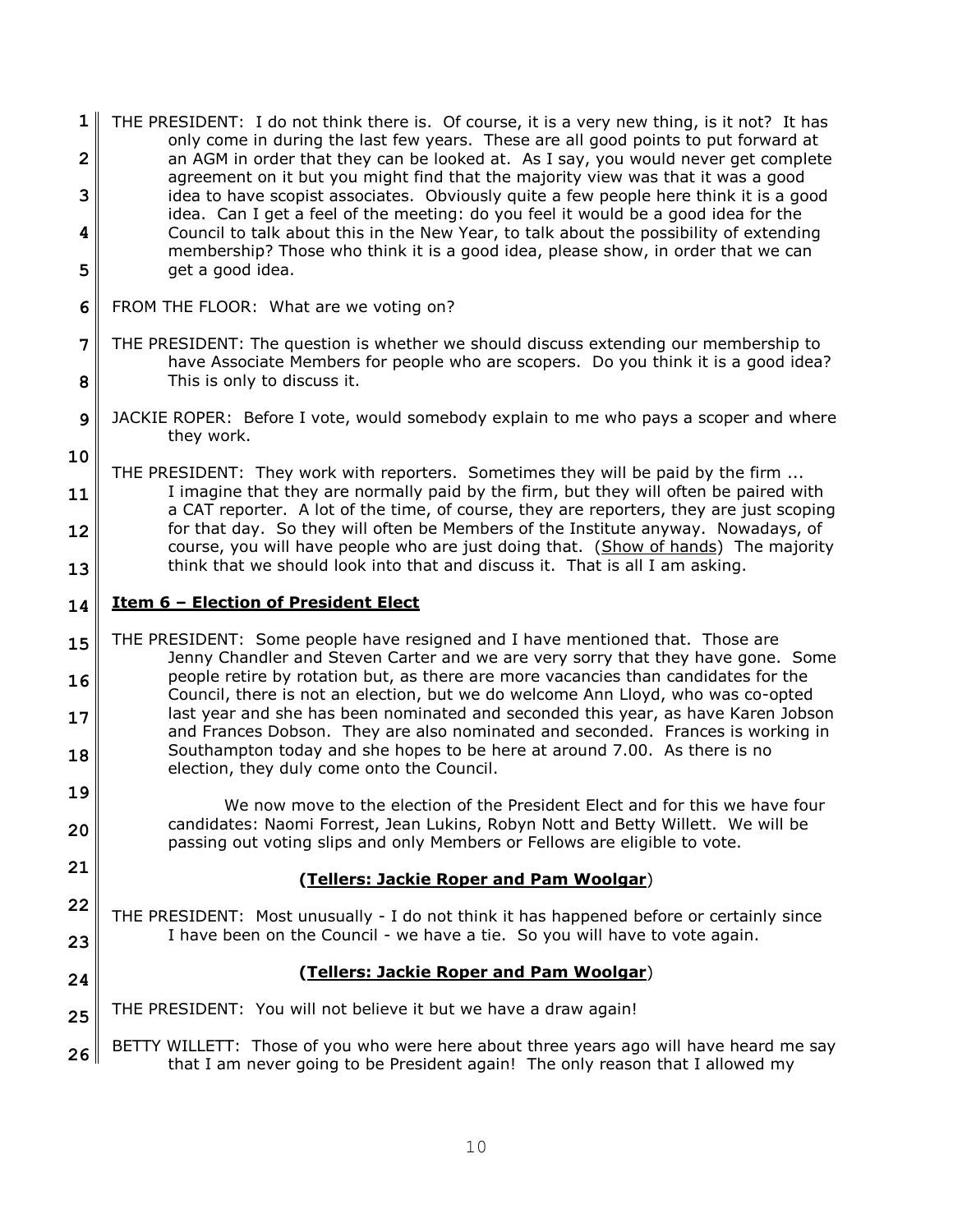THE PRESIDENT: I do not think there is. Of course, it is a very new thing, is it not? It has only come in during the last few years. These are all good points to put forward at an AGM in order that they can be looked at. As I say, you would never get complete agreement on it but you might find that the majority view was that it was a good idea to have scopist associates. Obviously quite a few people here think it is a good idea. Can I get a feel of the meeting: do you feel it would be a good idea for the Council to talk about this in the New Year, to talk about the possibility of extending membership? Those who think it is a good idea, please show, in order that we can get a good idea.

FROM THE FLOOR: What are we voting on?

THE PRESIDENT: The question is whether we should discuss extending our membership to have Associate Members for people who are scopers. Do you think it is a good idea? This is only to discuss it.

JACKIE ROPER: Before I vote, would somebody explain to me who pays a scoper and where they work.

THE PRESIDENT: They work with reporters. Sometimes they will be paid by the firm ... I imagine that they are normally paid by the firm, but they will often be paired with a CAT reporter. A lot of the time, of course, they are reporters, they are just scoping for that day. So they will often be Members of the Institute anyway. Nowadays, of course, you will have people who are just doing that. (Show of hands) The majority think that we should look into that and discuss it. That is all I am asking.

**Item 6 – Election of President Elect**

THE PRESIDENT: Some people have resigned and I have mentioned that. Those are Jenny Chandler and Steven Carter and we are very sorry that they have gone. Some people retire by rotation but, as there are more vacancies than candidates for the Council, there is not an election, but we do welcome Ann Lloyd, who was co-opted last year and she has been nominated and seconded this year, as have Karen Jobson and Frances Dobson. They are also nominated and seconded. Frances is working in Southampton today and she hopes to be here at around 7.00. As there is no election, they duly come onto the Council.

We now move to the election of the President Elect and for this we have four candidates: Naomi Forrest, Jean Lukins, Robyn Nott and Betty Willett. We will be passing out voting slips and only Members or Fellows are eligible to vote.

**(Tellers: Jackie Roper and Pam Woolgar)**

THE PRESIDENT: Most unusually - I do not think it has happened before or certainly since I have been on the Council - we have a tie. So you will have to vote again.

**(Tellers: Jackie Roper and Pam Woolgar)**

THE PRESIDENT: You will not believe it but we have a draw again!

BETTY WILLETT: Those of you who were here about three years ago will have heard me say that I am never going to be President again! The only reason that I allowed my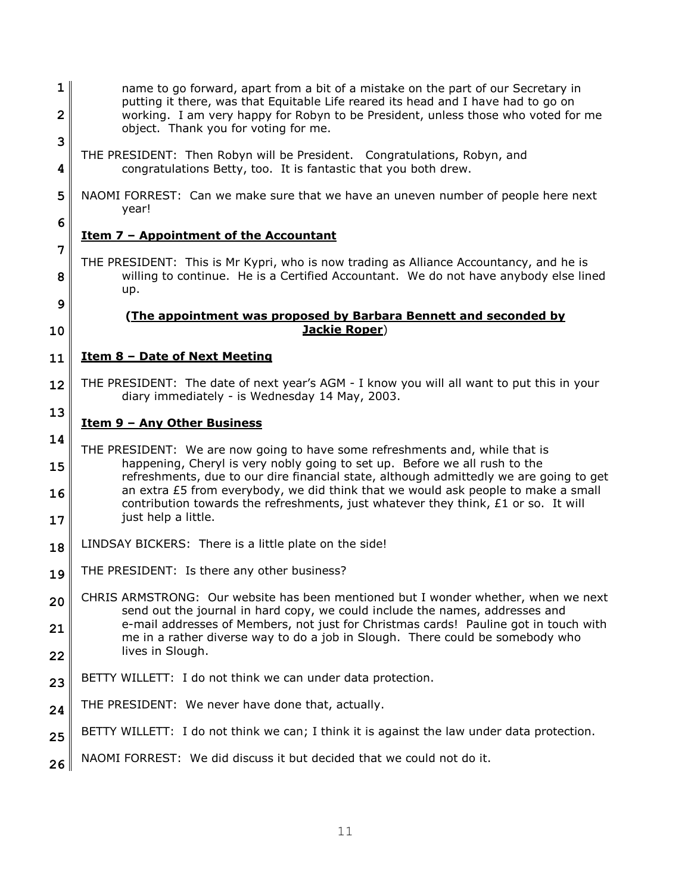name to go forward, apart from a bit of a mistake on the part of our Secretary in putting it there, was that Equitable Life reared its head and I have had to go on working. I am very happy for Robyn to be President, unless those who voted for me object. Thank you for voting for me.

THE PRESIDENT: Then Robyn will be President. Congratulations, Robyn, and congratulations Betty, too. It is fantastic that you both drew.

NAOMI FORREST: Can we make sure that we have an uneven number of people here next year!

**Item 7 – Appointment of the Accountant**

THE PRESIDENT: This is Mr Kypri, who is now trading as Alliance Accountancy, and he is willing to continue. He is a Certified Accountant. We do not have anybody else lined up.

**(The appointment was proposed by Barbara Bennett and seconded by Jackie Roper)**

**Item 8 – Date of Next Meeting**

THE PRESIDENT: The date of next year's AGM - I know you will all want to put this in your diary immediately - is Wednesday 14 May, 2003.

**Item 9 – Any Other Business**

THE PRESIDENT: We are now going to have some refreshments and, while that is happening, Cheryl is very nobly going to set up. Before we all rush to the refreshments, due to our dire financial state, although admittedly we are going to get an extra £5 from everybody, we did think that we would ask people to make a small contribution towards the refreshments, just whatever they think, £1 or so. It will just help a little.

LINDSAY BICKERS: There is a little plate on the side!

THE PRESIDENT: Is there any other business?

CHRIS ARMSTRONG: Our website has been mentioned but I wonder whether, when we next send out the journal in hard copy, we could include the names, addresses and e-mail addresses of Members, not just for Christmas cards! Pauline got in touch with me in a rather diverse way to do a job in Slough. There could be somebody who lives in Slough.

BETTY WILLETT: I do not think we can under data protection.

THE PRESIDENT: We never have done that, actually.

BETTY WILLETT: I do not think we can; I think it is against the law under data protection.

NAOMI FORREST: We did discuss it but decided that we could not do it.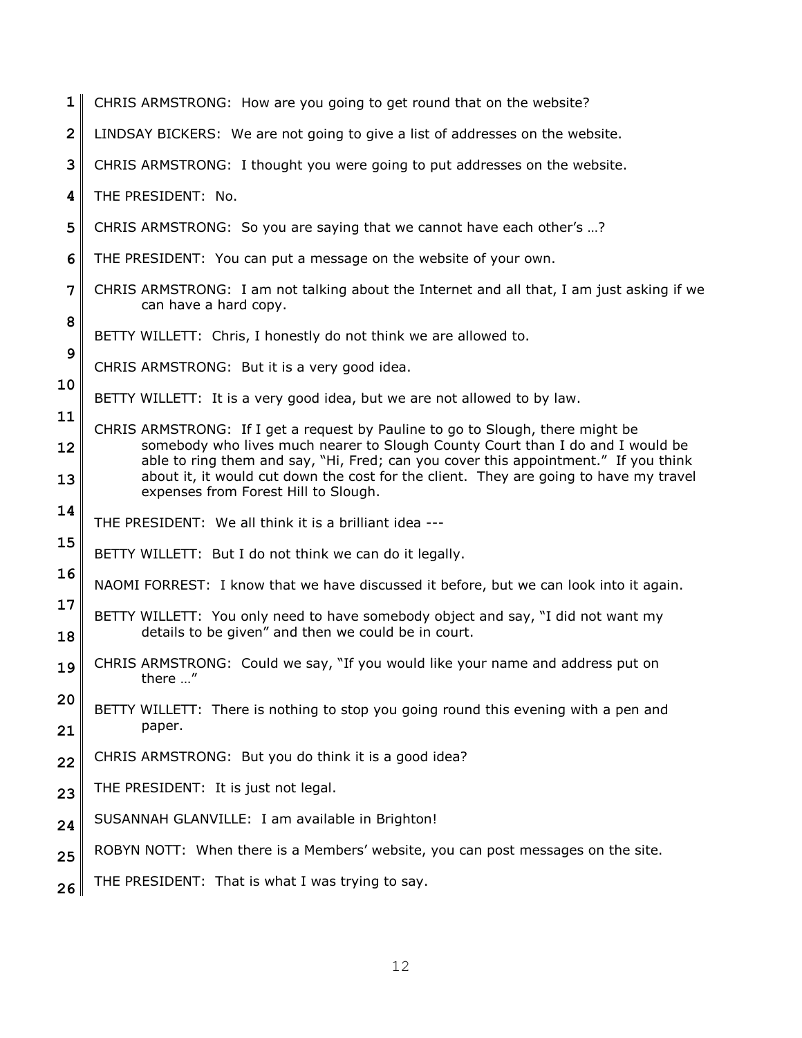CHRIS ARMSTRONG: How are you going to get round that on the website?

LINDSAY BICKERS: We are not going to give a list of addresses on the website.

CHRIS ARMSTRONG: I thought you were going to put addresses on the website.

THE PRESIDENT: No.

CHRIS ARMSTRONG: So you are saying that we cannot have each other's …?

THE PRESIDENT: You can put a message on the website of your own.

CHRIS ARMSTRONG: I am not talking about the Internet and all that, I am just asking if we can have a hard copy.

BETTY WILLETT: Chris, I honestly do not think we are allowed to.

CHRIS ARMSTRONG: But it is a very good idea.

BETTY WILLETT: It is a very good idea, but we are not allowed to by law.

CHRIS ARMSTRONG: If I get a request by Pauline to go to Slough, there might be somebody who lives much nearer to Slough County Court than I do and I would be able to ring them and say, "Hi, Fred; can you cover this appointment." If you think about it, it would cut down the cost for the client. They are going to have my travel expenses from Forest Hill to Slough.

THE PRESIDENT: We all think it is a brilliant idea ---

BETTY WILLETT: But I do not think we can do it legally.

NAOMI FORREST: I know that we have discussed it before, but we can look into it again.

BETTY WILLETT: You only need to have somebody object and say, "I did not want my details to be given" and then we could be in court.

CHRIS ARMSTRONG: Could we say, "If you would like your name and address put on there …"

BETTY WILLETT: There is nothing to stop you going round this evening with a pen and paper.

CHRIS ARMSTRONG: But you do think it is a good idea?

THE PRESIDENT: It is just not legal.

SUSANNAH GLANVILLE: I am available in Brighton!

ROBYN NOTT: When there is a Members' website, you can post messages on the site.

THE PRESIDENT: That is what I was trying to say.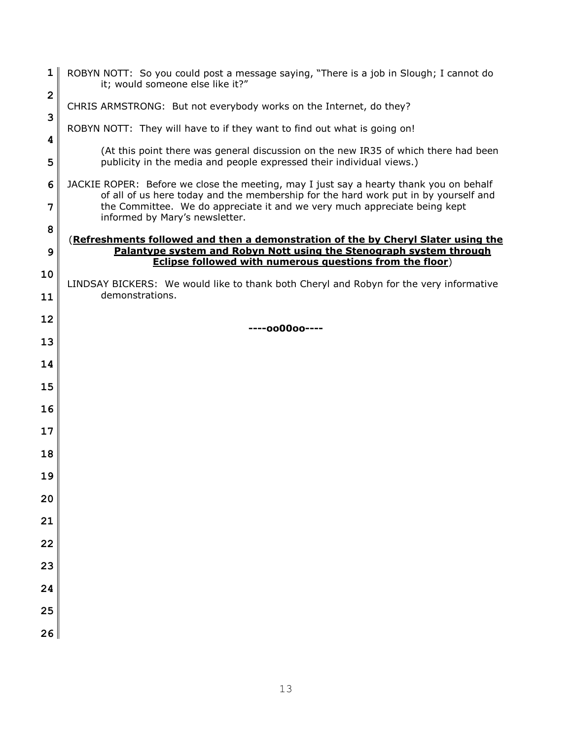ROBYN NOTT: So you could post a message saying, "There is a job in Slough; I cannot do it; would someone else like it?"

CHRIS ARMSTRONG: But not everybody works on the Internet, do they?

ROBYN NOTT: They will have to if they want to find out what is going on!

(At this point there was general discussion on the new IR35 of which there had been publicity in the media and people expressed their individual views.)

JACKIE ROPER: Before we close the meeting, may I just say a hearty thank you on behalf of all of us here today and the membership for the hard work put in by yourself and the Committee. We do appreciate it and we very much appreciate being kept informed by Mary's newsletter.

(**Refreshments followed and then a demonstration of the by Cheryl Slater using the Palantype system and Robyn Nott using the Stenograph system through Eclipse followed with numerous questions from the floor**)

LINDSAY BICKERS: We would like to thank both Cheryl and Robyn for the very informative demonstrations.

**----oo00oo----**